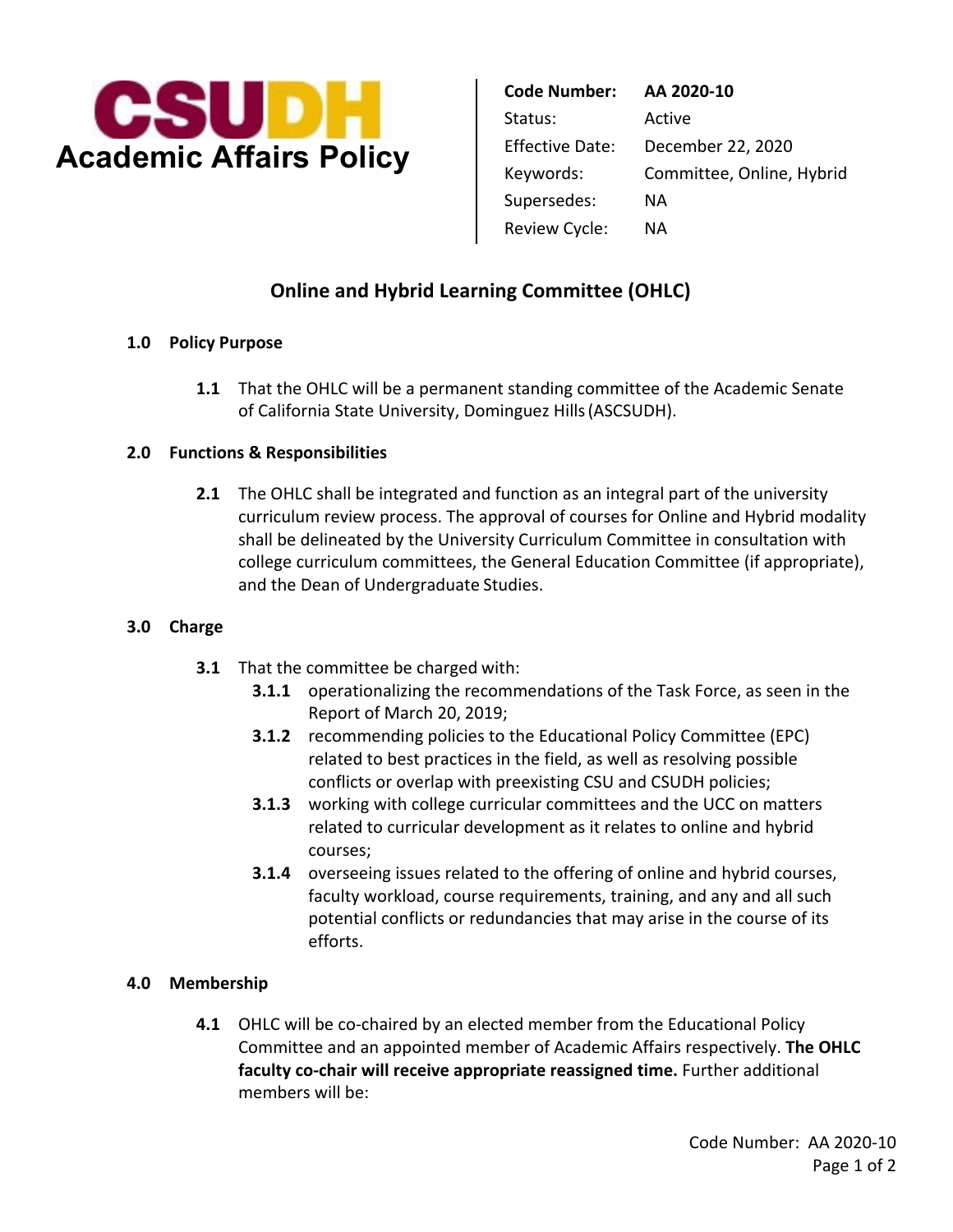# CSUDH Academic Affairs Policy

| | |
|---|---|
| **Code Number:** | **AA 2020-10** |
| Status: | Active |
| Effective Date: | December 22, 2020 |
| Keywords: | Committee, Online, Hybrid |
| Supersedes: | NA |
| Review Cycle: | NA |

## Online and Hybrid Learning Committee (OHLC)

### 1.0 Policy Purpose

**1.1** That the OHLC will be a permanent standing committee of the Academic Senate of California State University, Dominguez Hills (ASCSUDH).

### 2.0 Functions & Responsibilities

**2.1** The OHLC shall be integrated and function as an integral part of the university curriculum review process. The approval of courses for Online and Hybrid modality shall be delineated by the University Curriculum Committee in consultation with college curriculum committees, the General Education Committee (if appropriate), and the Dean of Undergraduate Studies.

### 3.0 Charge

**3.1** That the committee be charged with:

- **3.1.1** operationalizing the recommendations of the Task Force, as seen in the Report of March 20, 2019;
- **3.1.2** recommending policies to the Educational Policy Committee (EPC) related to best practices in the field, as well as resolving possible conflicts or overlap with preexisting CSU and CSUDH policies;
- **3.1.3** working with college curricular committees and the UCC on matters related to curricular development as it relates to online and hybrid courses;
- **3.1.4** overseeing issues related to the offering of online and hybrid courses, faculty workload, course requirements, training, and any and all such potential conflicts or redundancies that may arise in the course of its efforts.

### 4.0 Membership

**4.1** OHLC will be co-chaired by an elected member from the Educational Policy Committee and an appointed member of Academic Affairs respectively. **The OHLC faculty co-chair will receive appropriate reassigned time.** Further additional members will be: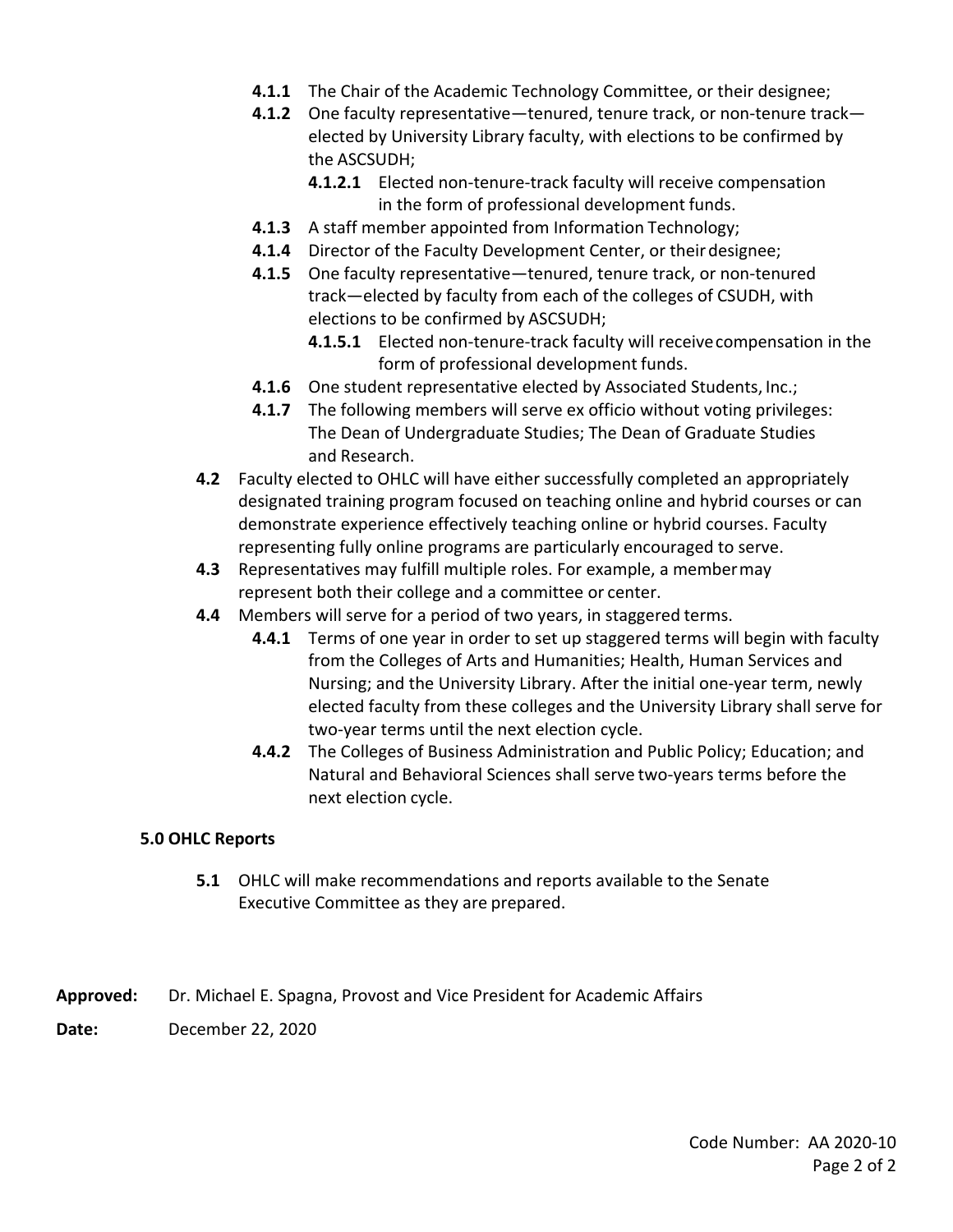- **4.1.1** The Chair of the Academic Technology Committee, or their designee;
- **4.1.2** One faculty representative—tenured, tenure track, or non-tenure track—elected by University Library faculty, with elections to be confirmed by the ASCSUDH;
  - **4.1.2.1** Elected non-tenure-track faculty will receive compensation in the form of professional development funds.
- **4.1.3** A staff member appointed from Information Technology;
- **4.1.4** Director of the Faculty Development Center, or their designee;
- **4.1.5** One faculty representative—tenured, tenure track, or non-tenured track—elected by faculty from each of the colleges of CSUDH, with elections to be confirmed by ASCSUDH;
  - **4.1.5.1** Elected non-tenure-track faculty will receive compensation in the form of professional development funds.
- **4.1.6** One student representative elected by Associated Students, Inc.;
- **4.1.7** The following members will serve ex officio without voting privileges: The Dean of Undergraduate Studies; The Dean of Graduate Studies and Research.

**4.2** Faculty elected to OHLC will have either successfully completed an appropriately designated training program focused on teaching online and hybrid courses or can demonstrate experience effectively teaching online or hybrid courses. Faculty representing fully online programs are particularly encouraged to serve.

**4.3** Representatives may fulfill multiple roles. For example, a member may represent both their college and a committee or center.

**4.4** Members will serve for a period of two years, in staggered terms.

- **4.4.1** Terms of one year in order to set up staggered terms will begin with faculty from the Colleges of Arts and Humanities; Health, Human Services and Nursing; and the University Library. After the initial one-year term, newly elected faculty from these colleges and the University Library shall serve for two-year terms until the next election cycle.
- **4.4.2** The Colleges of Business Administration and Public Policy; Education; and Natural and Behavioral Sciences shall serve two-years terms before the next election cycle.

### 5.0 OHLC Reports

**5.1** OHLC will make recommendations and reports available to the Senate Executive Committee as they are prepared.

**Approved:** Dr. Michael E. Spagna, Provost and Vice President for Academic Affairs

**Date:** December 22, 2020

Code Number: AA 2020-10